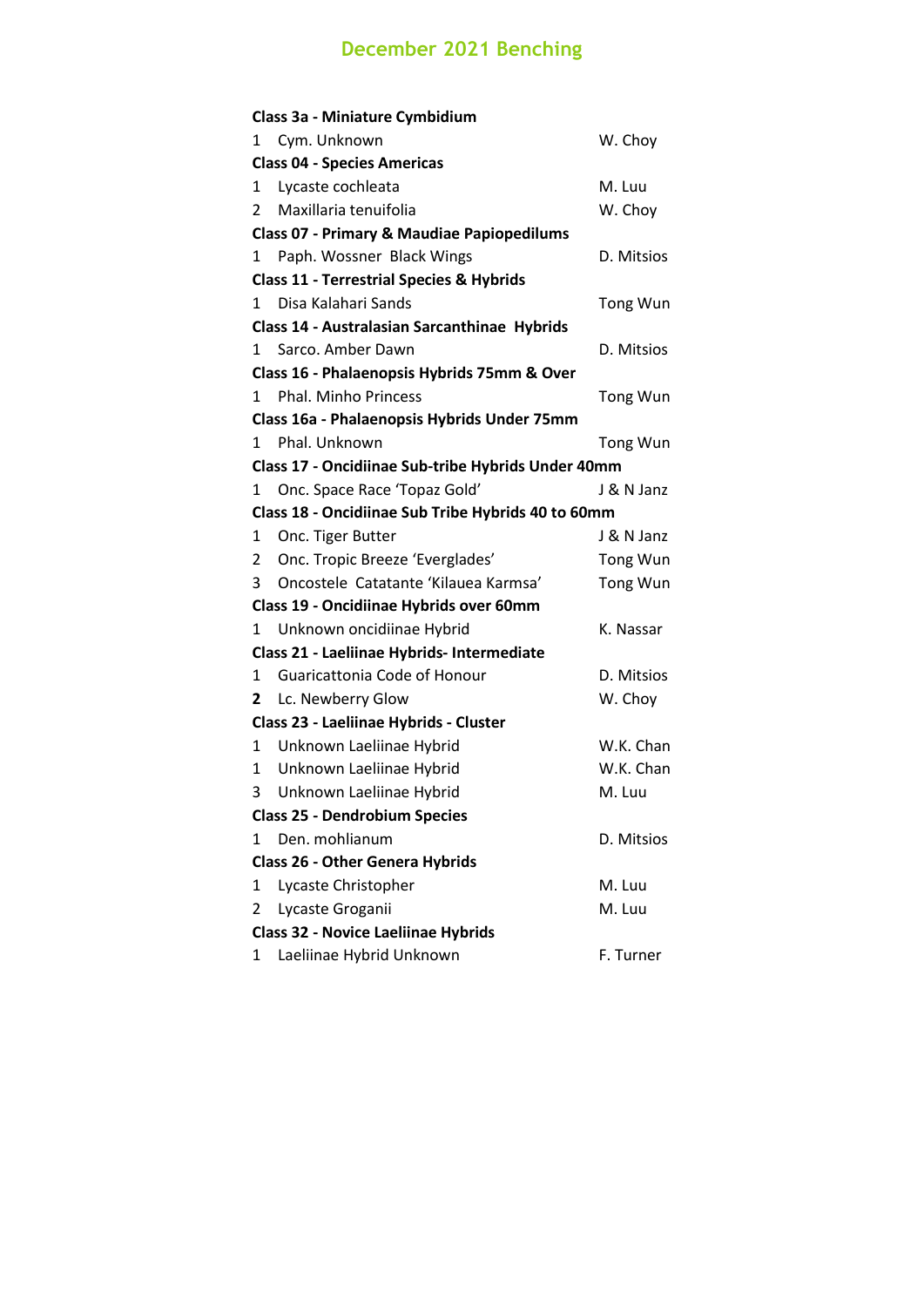# December 2021 Benching

**Class 3a - Miniature Cymbidium**

| | | |
|---|---|---|
| 1 | Cym. Unknown | W. Choy |

**Class 04 - Species Americas**

| | | |
|---|---|---|
| 1 | Lycaste cochleata | M. Luu |
| 2 | Maxillaria tenuifolia | W. Choy |

**Class 07 - Primary & Maudiae Papiopedilums**

| | | |
|---|---|---|
| 1 | Paph. Wossner Black Wings | D. Mitsios |

**Class 11 - Terrestrial Species & Hybrids**

| | | |
|---|---|---|
| 1 | Disa Kalahari Sands | Tong Wun |

**Class 14 - Australasian Sarcanthinae Hybrids**

| | | |
|---|---|---|
| 1 | Sarco. Amber Dawn | D. Mitsios |

**Class 16 - Phalaenopsis Hybrids 75mm & Over**

| | | |
|---|---|---|
| 1 | Phal. Minho Princess | Tong Wun |

**Class 16a - Phalaenopsis Hybrids Under 75mm**

| | | |
|---|---|---|
| 1 | Phal. Unknown | Tong Wun |

**Class 17 - Oncidiinae Sub-tribe Hybrids Under 40mm**

| | | |
|---|---|---|
| 1 | Onc. Space Race 'Topaz Gold' | J & N Janz |

**Class 18 - Oncidiinae Sub Tribe Hybrids 40 to 60mm**

| | | |
|---|---|---|
| 1 | Onc. Tiger Butter | J & N Janz |
| 2 | Onc. Tropic Breeze 'Everglades' | Tong Wun |
| 3 | Oncostele Catatante 'Kilauea Karmsa' | Tong Wun |

**Class 19 - Oncidiinae Hybrids over 60mm**

| | | |
|---|---|---|
| 1 | Unknown oncidiinae Hybrid | K. Nassar |

**Class 21 - Laeliinae Hybrids- Intermediate**

| | | |
|---|---|---|
| 1 | Guaricattonia Code of Honour | D. Mitsios |
| **2** | Lc. Newberry Glow | W. Choy |

**Class 23 - Laeliinae Hybrids - Cluster**

| | | |
|---|---|---|
| 1 | Unknown Laeliinae Hybrid | W.K. Chan |
| 1 | Unknown Laeliinae Hybrid | W.K. Chan |
| 3 | Unknown Laeliinae Hybrid | M. Luu |

**Class 25 - Dendrobium Species**

| | | |
|---|---|---|
| 1 | Den. mohlianum | D. Mitsios |

**Class 26 - Other Genera Hybrids**

| | | |
|---|---|---|
| 1 | Lycaste Christopher | M. Luu |
| 2 | Lycaste Groganii | M. Luu |

**Class 32 - Novice Laeliinae Hybrids**

| | | |
|---|---|---|
| 1 | Laeliinae Hybrid Unknown | F. Turner |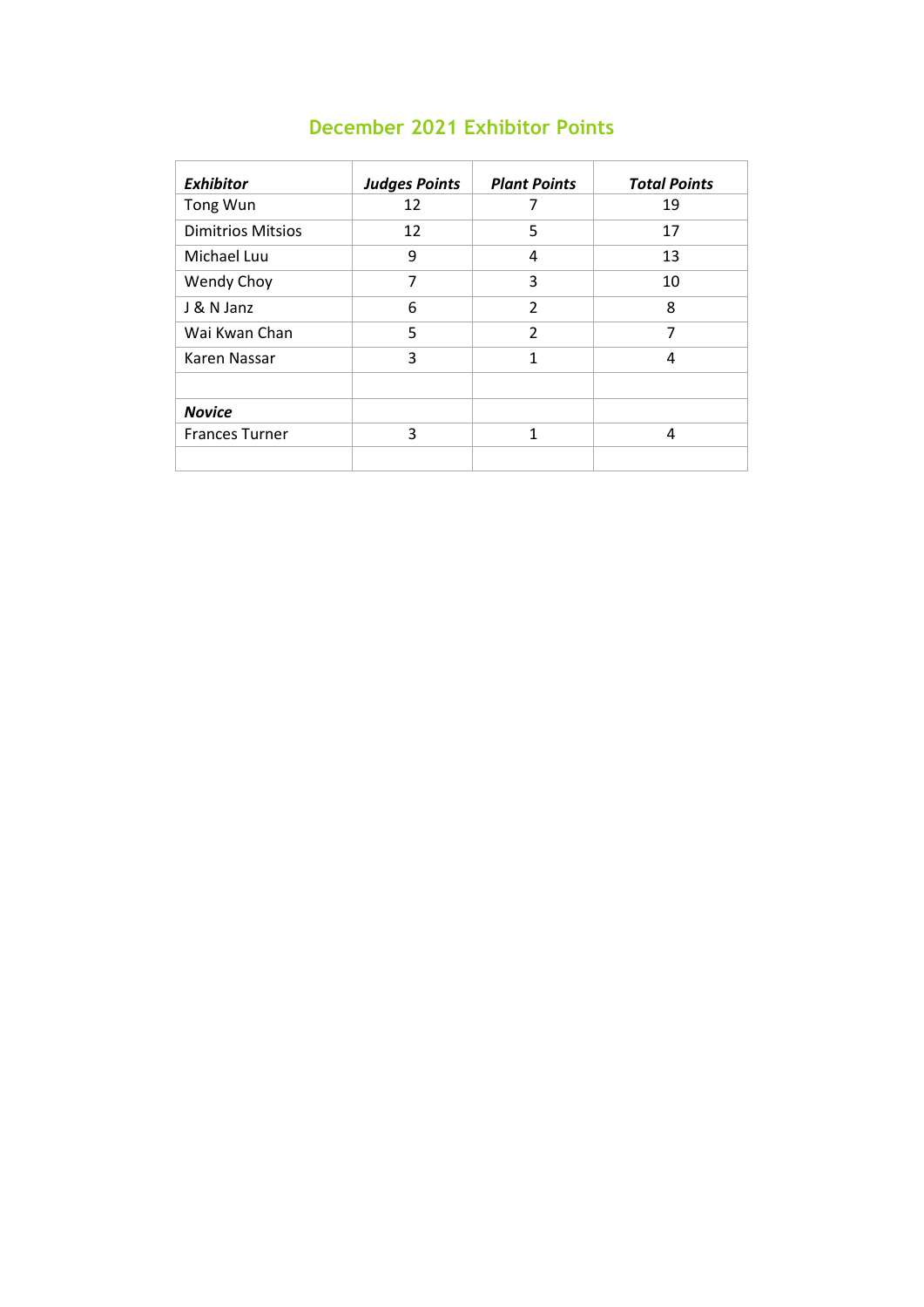## December 2021 Exhibitor Points

| ***Exhibitor*** | ***Judges Points*** | ***Plant Points*** | ***Total Points*** |
|---|---|---|---|
| Tong Wun | 12 | 7 | 19 |
| Dimitrios Mitsios | 12 | 5 | 17 |
| Michael Luu | 9 | 4 | 13 |
| Wendy Choy | 7 | 3 | 10 |
| J & N Janz | 6 | 2 | 8 |
| Wai Kwan Chan | 5 | 2 | 7 |
| Karen Nassar | 3 | 1 | 4 |
| | | | |
| ***Novice*** | | | |
| Frances Turner | 3 | 1 | 4 |
| | | | |